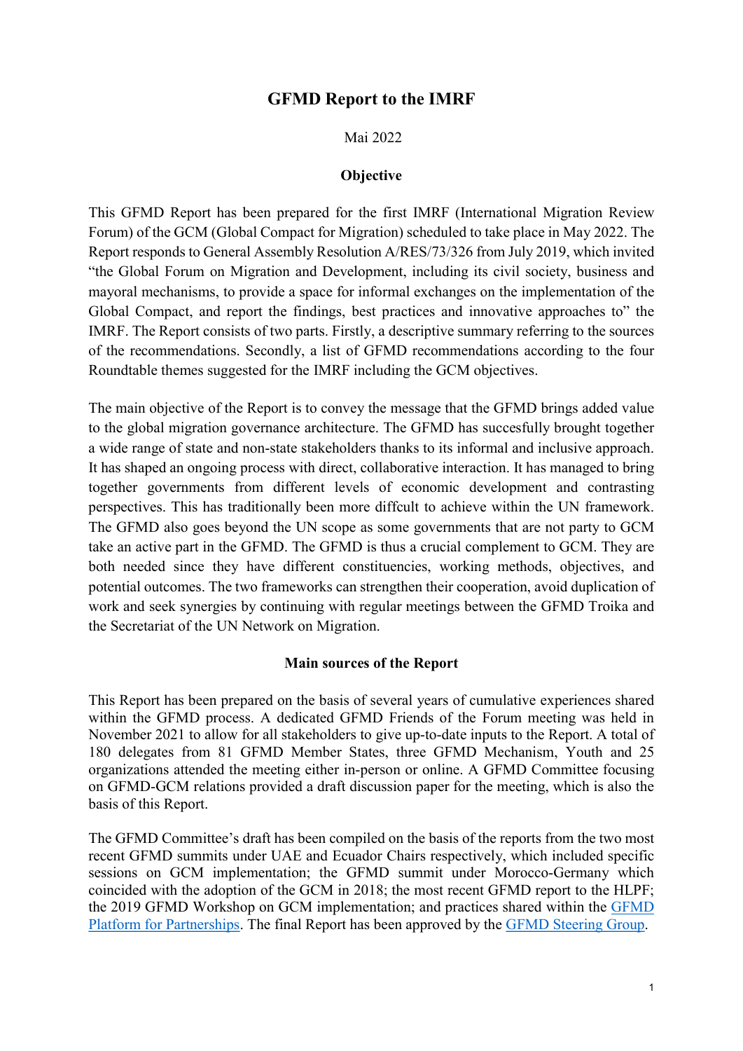# GFMD Report to the IMRF

Mai 2022

## Objective

This GFMD Report has been prepared for the first IMRF (International Migration Review Forum) of the GCM (Global Compact for Migration) scheduled to take place in May 2022. The Report responds to General Assembly Resolution A/RES/73/326 from July 2019, which invited "the Global Forum on Migration and Development, including its civil society, business and mayoral mechanisms, to provide a space for informal exchanges on the implementation of the Global Compact, and report the findings, best practices and innovative approaches to" the IMRF. The Report consists of two parts. Firstly, a descriptive summary referring to the sources of the recommendations. Secondly, a list of GFMD recommendations according to the four Roundtable themes suggested for the IMRF including the GCM objectives.

The main objective of the Report is to convey the message that the GFMD brings added value to the global migration governance architecture. The GFMD has succesfully brought together a wide range of state and non-state stakeholders thanks to its informal and inclusive approach. It has shaped an ongoing process with direct, collaborative interaction. It has managed to bring together governments from different levels of economic development and contrasting perspectives. This has traditionally been more diffcult to achieve within the UN framework. The GFMD also goes beyond the UN scope as some governments that are not party to GCM take an active part in the GFMD. The GFMD is thus a crucial complement to GCM. They are both needed since they have different constituencies, working methods, objectives, and potential outcomes. The two frameworks can strengthen their cooperation, avoid duplication of work and seek synergies by continuing with regular meetings between the GFMD Troika and the Secretariat of the UN Network on Migration.

## Main sources of the Report

This Report has been prepared on the basis of several years of cumulative experiences shared within the GFMD process. A dedicated GFMD Friends of the Forum meeting was held in November 2021 to allow for all stakeholders to give up-to-date inputs to the Report. A total of 180 delegates from 81 GFMD Member States, three GFMD Mechanism, Youth and 25 organizations attended the meeting either in-person or online. A GFMD Committee focusing on GFMD-GCM relations provided a draft discussion paper for the meeting, which is also the basis of this Report.

The GFMD Committee's draft has been compiled on the basis of the reports from the two most recent GFMD summits under UAE and Ecuador Chairs respectively, which included specific sessions on GCM implementation; the GFMD summit under Morocco-Germany which coincided with the adoption of the GCM in 2018; the most recent GFMD report to the HLPF; the 2019 GFMD Workshop on GCM implementation; and practices shared within the GFMD Platform for Partnerships. The final Report has been approved by the GFMD Steering Group.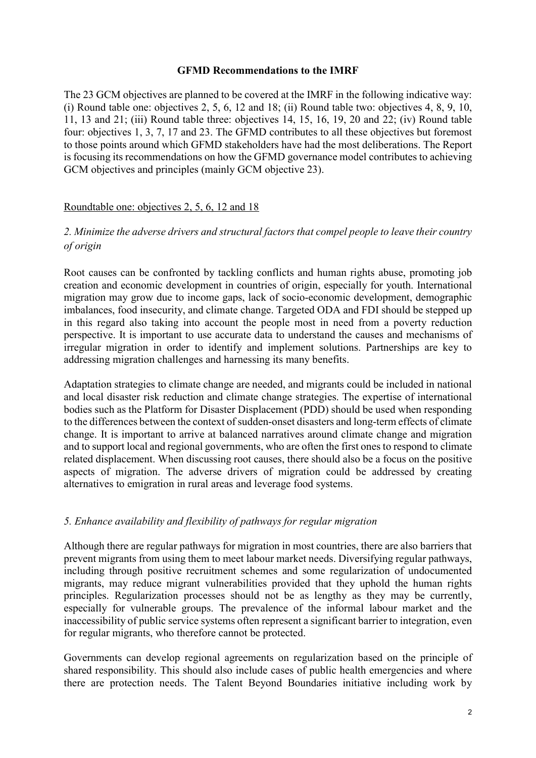**GFMD Recommendations to the IMRF**

The 23 GCM objectives are planned to be covered at the IMRF in the following indicative way: (i) Round table one: objectives 2, 5, 6, 12 and 18; (ii) Round table two: objectives 4, 8, 9, 10, 11, 13 and 21; (iii) Round table three: objectives 14, 15, 16, 19, 20 and 22; (iv) Round table four: objectives 1, 3, 7, 17 and 23. The GFMD contributes to all these objectives but foremost to those points around which GFMD stakeholders have had the most deliberations. The Report is focusing its recommendations on how the GFMD governance model contributes to achieving GCM objectives and principles (mainly GCM objective 23).

<u>Roundtable one: objectives 2, 5, 6, 12 and 18</u>

*2. Minimize the adverse drivers and structural factors that compel people to leave their country of origin*

Root causes can be confronted by tackling conflicts and human rights abuse, promoting job creation and economic development in countries of origin, especially for youth. International migration may grow due to income gaps, lack of socio-economic development, demographic imbalances, food insecurity, and climate change. Targeted ODA and FDI should be stepped up in this regard also taking into account the people most in need from a poverty reduction perspective. It is important to use accurate data to understand the causes and mechanisms of irregular migration in order to identify and implement solutions. Partnerships are key to addressing migration challenges and harnessing its many benefits.

Adaptation strategies to climate change are needed, and migrants could be included in national and local disaster risk reduction and climate change strategies. The expertise of international bodies such as the Platform for Disaster Displacement (PDD) should be used when responding to the differences between the context of sudden-onset disasters and long-term effects of climate change. It is important to arrive at balanced narratives around climate change and migration and to support local and regional governments, who are often the first ones to respond to climate related displacement. When discussing root causes, there should also be a focus on the positive aspects of migration. The adverse drivers of migration could be addressed by creating alternatives to emigration in rural areas and leverage food systems.

*5. Enhance availability and flexibility of pathways for regular migration*

Although there are regular pathways for migration in most countries, there are also barriers that prevent migrants from using them to meet labour market needs. Diversifying regular pathways, including through positive recruitment schemes and some regularization of undocumented migrants, may reduce migrant vulnerabilities provided that they uphold the human rights principles. Regularization processes should not be as lengthy as they may be currently, especially for vulnerable groups. The prevalence of the informal labour market and the inaccessibility of public service systems often represent a significant barrier to integration, even for regular migrants, who therefore cannot be protected.

Governments can develop regional agreements on regularization based on the principle of shared responsibility. This should also include cases of public health emergencies and where there are protection needs. The Talent Beyond Boundaries initiative including work by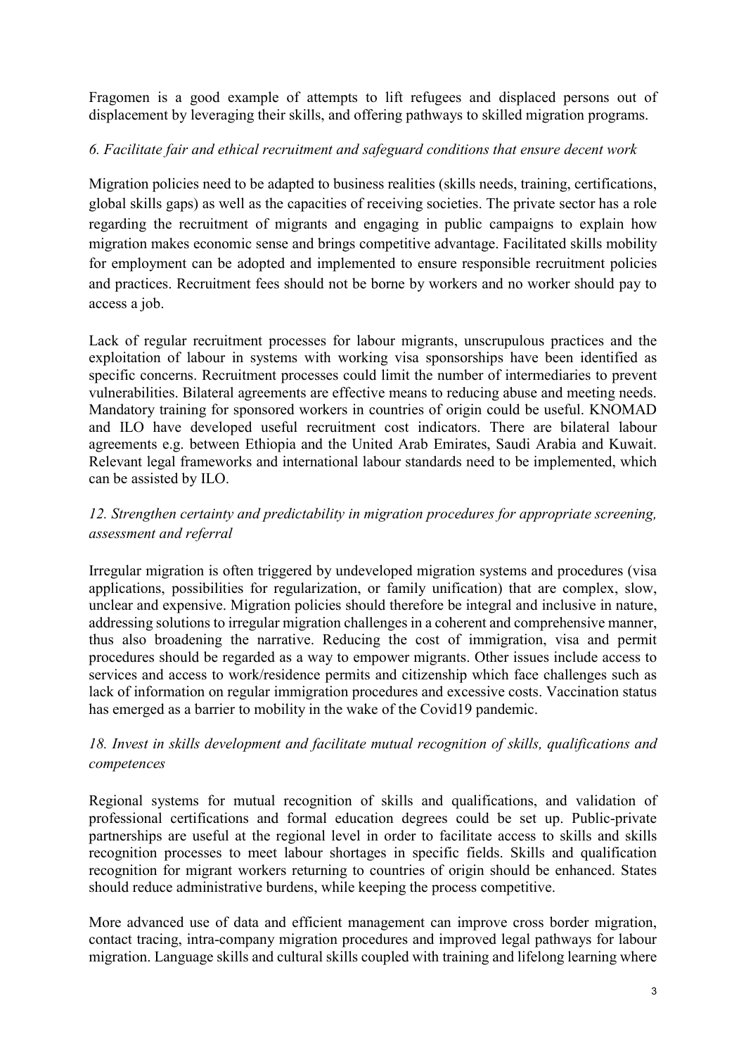Fragomen is a good example of attempts to lift refugees and displaced persons out of displacement by leveraging their skills, and offering pathways to skilled migration programs.

*6. Facilitate fair and ethical recruitment and safeguard conditions that ensure decent work*

Migration policies need to be adapted to business realities (skills needs, training, certifications, global skills gaps) as well as the capacities of receiving societies. The private sector has a role regarding the recruitment of migrants and engaging in public campaigns to explain how migration makes economic sense and brings competitive advantage. Facilitated skills mobility for employment can be adopted and implemented to ensure responsible recruitment policies and practices. Recruitment fees should not be borne by workers and no worker should pay to access a job.

Lack of regular recruitment processes for labour migrants, unscrupulous practices and the exploitation of labour in systems with working visa sponsorships have been identified as specific concerns. Recruitment processes could limit the number of intermediaries to prevent vulnerabilities. Bilateral agreements are effective means to reducing abuse and meeting needs. Mandatory training for sponsored workers in countries of origin could be useful. KNOMAD and ILO have developed useful recruitment cost indicators. There are bilateral labour agreements e.g. between Ethiopia and the United Arab Emirates, Saudi Arabia and Kuwait. Relevant legal frameworks and international labour standards need to be implemented, which can be assisted by ILO.

*12. Strengthen certainty and predictability in migration procedures for appropriate screening, assessment and referral*

Irregular migration is often triggered by undeveloped migration systems and procedures (visa applications, possibilities for regularization, or family unification) that are complex, slow, unclear and expensive. Migration policies should therefore be integral and inclusive in nature, addressing solutions to irregular migration challenges in a coherent and comprehensive manner, thus also broadening the narrative. Reducing the cost of immigration, visa and permit procedures should be regarded as a way to empower migrants. Other issues include access to services and access to work/residence permits and citizenship which face challenges such as lack of information on regular immigration procedures and excessive costs. Vaccination status has emerged as a barrier to mobility in the wake of the Covid19 pandemic.

*18. Invest in skills development and facilitate mutual recognition of skills, qualifications and competences*

Regional systems for mutual recognition of skills and qualifications, and validation of professional certifications and formal education degrees could be set up. Public-private partnerships are useful at the regional level in order to facilitate access to skills and skills recognition processes to meet labour shortages in specific fields. Skills and qualification recognition for migrant workers returning to countries of origin should be enhanced. States should reduce administrative burdens, while keeping the process competitive.

More advanced use of data and efficient management can improve cross border migration, contact tracing, intra-company migration procedures and improved legal pathways for labour migration. Language skills and cultural skills coupled with training and lifelong learning where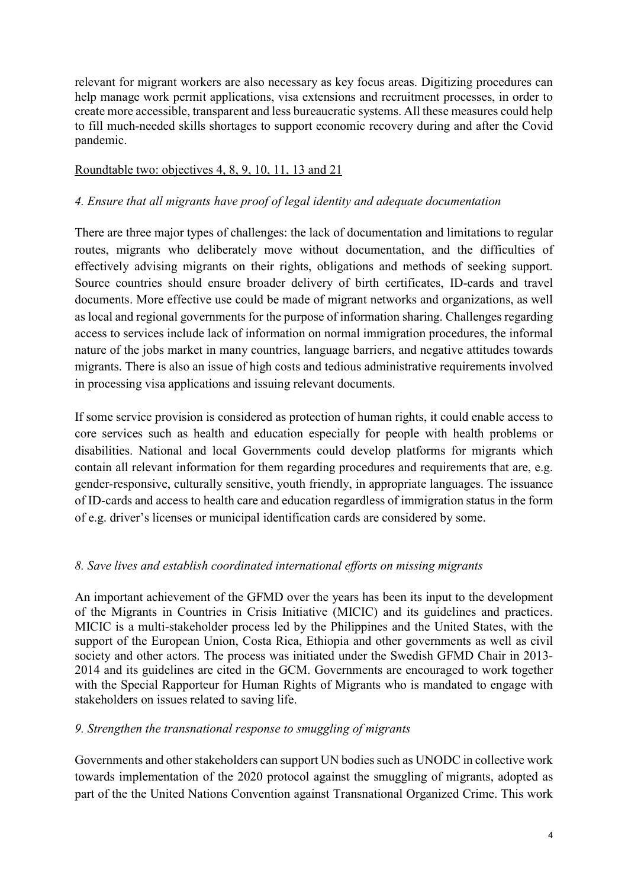relevant for migrant workers are also necessary as key focus areas. Digitizing procedures can help manage work permit applications, visa extensions and recruitment processes, in order to create more accessible, transparent and less bureaucratic systems. All these measures could help to fill much-needed skills shortages to support economic recovery during and after the Covid pandemic.

<u>Roundtable two: objectives 4, 8, 9, 10, 11, 13 and 21</u>

*4. Ensure that all migrants have proof of legal identity and adequate documentation*

There are three major types of challenges: the lack of documentation and limitations to regular routes, migrants who deliberately move without documentation, and the difficulties of effectively advising migrants on their rights, obligations and methods of seeking support. Source countries should ensure broader delivery of birth certificates, ID-cards and travel documents. More effective use could be made of migrant networks and organizations, as well as local and regional governments for the purpose of information sharing. Challenges regarding access to services include lack of information on normal immigration procedures, the informal nature of the jobs market in many countries, language barriers, and negative attitudes towards migrants. There is also an issue of high costs and tedious administrative requirements involved in processing visa applications and issuing relevant documents.

If some service provision is considered as protection of human rights, it could enable access to core services such as health and education especially for people with health problems or disabilities. National and local Governments could develop platforms for migrants which contain all relevant information for them regarding procedures and requirements that are, e.g. gender-responsive, culturally sensitive, youth friendly, in appropriate languages. The issuance of ID-cards and access to health care and education regardless of immigration status in the form of e.g. driver's licenses or municipal identification cards are considered by some.

*8. Save lives and establish coordinated international efforts on missing migrants*

An important achievement of the GFMD over the years has been its input to the development of the Migrants in Countries in Crisis Initiative (MICIC) and its guidelines and practices. MICIC is a multi-stakeholder process led by the Philippines and the United States, with the support of the European Union, Costa Rica, Ethiopia and other governments as well as civil society and other actors. The process was initiated under the Swedish GFMD Chair in 2013-2014 and its guidelines are cited in the GCM. Governments are encouraged to work together with the Special Rapporteur for Human Rights of Migrants who is mandated to engage with stakeholders on issues related to saving life.

*9. Strengthen the transnational response to smuggling of migrants*

Governments and other stakeholders can support UN bodies such as UNODC in collective work towards implementation of the 2020 protocol against the smuggling of migrants, adopted as part of the the United Nations Convention against Transnational Organized Crime. This work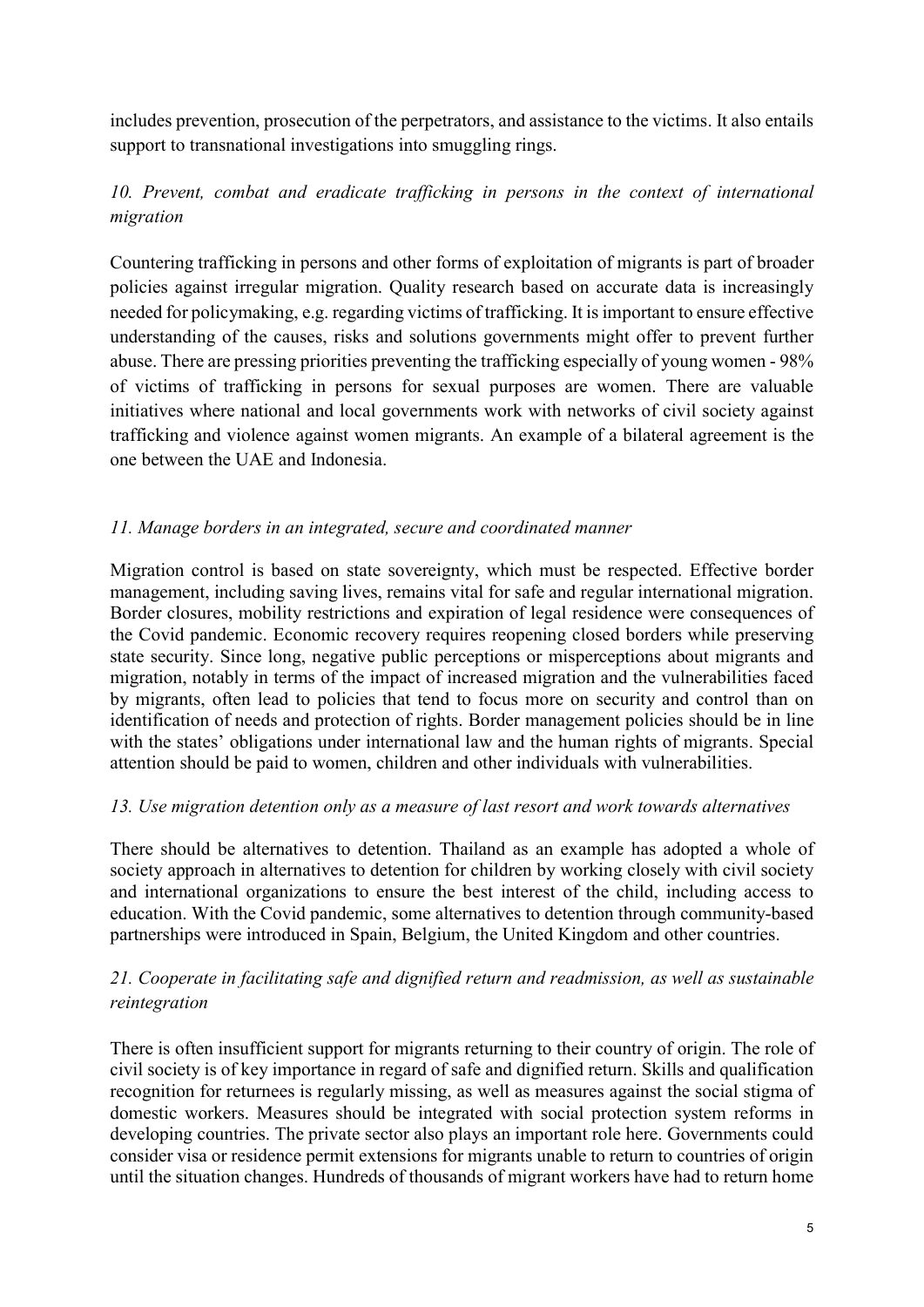includes prevention, prosecution of the perpetrators, and assistance to the victims. It also entails support to transnational investigations into smuggling rings.

*10. Prevent, combat and eradicate trafficking in persons in the context of international migration*

Countering trafficking in persons and other forms of exploitation of migrants is part of broader policies against irregular migration. Quality research based on accurate data is increasingly needed for policymaking, e.g. regarding victims of trafficking. It is important to ensure effective understanding of the causes, risks and solutions governments might offer to prevent further abuse. There are pressing priorities preventing the trafficking especially of young women - 98% of victims of trafficking in persons for sexual purposes are women. There are valuable initiatives where national and local governments work with networks of civil society against trafficking and violence against women migrants. An example of a bilateral agreement is the one between the UAE and Indonesia.

*11. Manage borders in an integrated, secure and coordinated manner*

Migration control is based on state sovereignty, which must be respected. Effective border management, including saving lives, remains vital for safe and regular international migration. Border closures, mobility restrictions and expiration of legal residence were consequences of the Covid pandemic. Economic recovery requires reopening closed borders while preserving state security. Since long, negative public perceptions or misperceptions about migrants and migration, notably in terms of the impact of increased migration and the vulnerabilities faced by migrants, often lead to policies that tend to focus more on security and control than on identification of needs and protection of rights. Border management policies should be in line with the states' obligations under international law and the human rights of migrants. Special attention should be paid to women, children and other individuals with vulnerabilities.

*13. Use migration detention only as a measure of last resort and work towards alternatives*

There should be alternatives to detention. Thailand as an example has adopted a whole of society approach in alternatives to detention for children by working closely with civil society and international organizations to ensure the best interest of the child, including access to education. With the Covid pandemic, some alternatives to detention through community-based partnerships were introduced in Spain, Belgium, the United Kingdom and other countries.

*21. Cooperate in facilitating safe and dignified return and readmission, as well as sustainable reintegration*

There is often insufficient support for migrants returning to their country of origin. The role of civil society is of key importance in regard of safe and dignified return. Skills and qualification recognition for returnees is regularly missing, as well as measures against the social stigma of domestic workers. Measures should be integrated with social protection system reforms in developing countries. The private sector also plays an important role here. Governments could consider visa or residence permit extensions for migrants unable to return to countries of origin until the situation changes. Hundreds of thousands of migrant workers have had to return home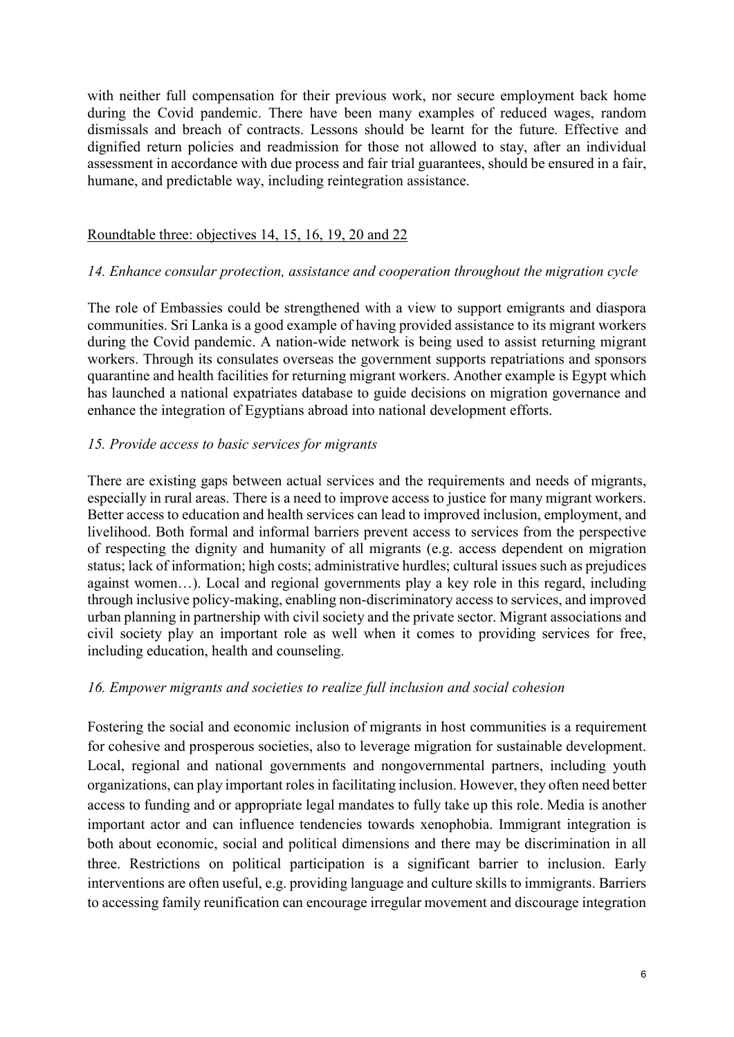with neither full compensation for their previous work, nor secure employment back home during the Covid pandemic. There have been many examples of reduced wages, random dismissals and breach of contracts. Lessons should be learnt for the future. Effective and dignified return policies and readmission for those not allowed to stay, after an individual assessment in accordance with due process and fair trial guarantees, should be ensured in a fair, humane, and predictable way, including reintegration assistance.

## Roundtable three: objectives 14, 15, 16, 19, 20 and 22

### *14. Enhance consular protection, assistance and cooperation throughout the migration cycle*

The role of Embassies could be strengthened with a view to support emigrants and diaspora communities. Sri Lanka is a good example of having provided assistance to its migrant workers during the Covid pandemic. A nation-wide network is being used to assist returning migrant workers. Through its consulates overseas the government supports repatriations and sponsors quarantine and health facilities for returning migrant workers. Another example is Egypt which has launched a national expatriates database to guide decisions on migration governance and enhance the integration of Egyptians abroad into national development efforts.

### *15. Provide access to basic services for migrants*

There are existing gaps between actual services and the requirements and needs of migrants, especially in rural areas. There is a need to improve access to justice for many migrant workers. Better access to education and health services can lead to improved inclusion, employment, and livelihood. Both formal and informal barriers prevent access to services from the perspective of respecting the dignity and humanity of all migrants (e.g. access dependent on migration status; lack of information; high costs; administrative hurdles; cultural issues such as prejudices against women…). Local and regional governments play a key role in this regard, including through inclusive policy-making, enabling non-discriminatory access to services, and improved urban planning in partnership with civil society and the private sector. Migrant associations and civil society play an important role as well when it comes to providing services for free, including education, health and counseling.

### *16. Empower migrants and societies to realize full inclusion and social cohesion*

Fostering the social and economic inclusion of migrants in host communities is a requirement for cohesive and prosperous societies, also to leverage migration for sustainable development. Local, regional and national governments and nongovernmental partners, including youth organizations, can play important roles in facilitating inclusion. However, they often need better access to funding and or appropriate legal mandates to fully take up this role. Media is another important actor and can influence tendencies towards xenophobia. Immigrant integration is both about economic, social and political dimensions and there may be discrimination in all three. Restrictions on political participation is a significant barrier to inclusion. Early interventions are often useful, e.g. providing language and culture skills to immigrants. Barriers to accessing family reunification can encourage irregular movement and discourage integration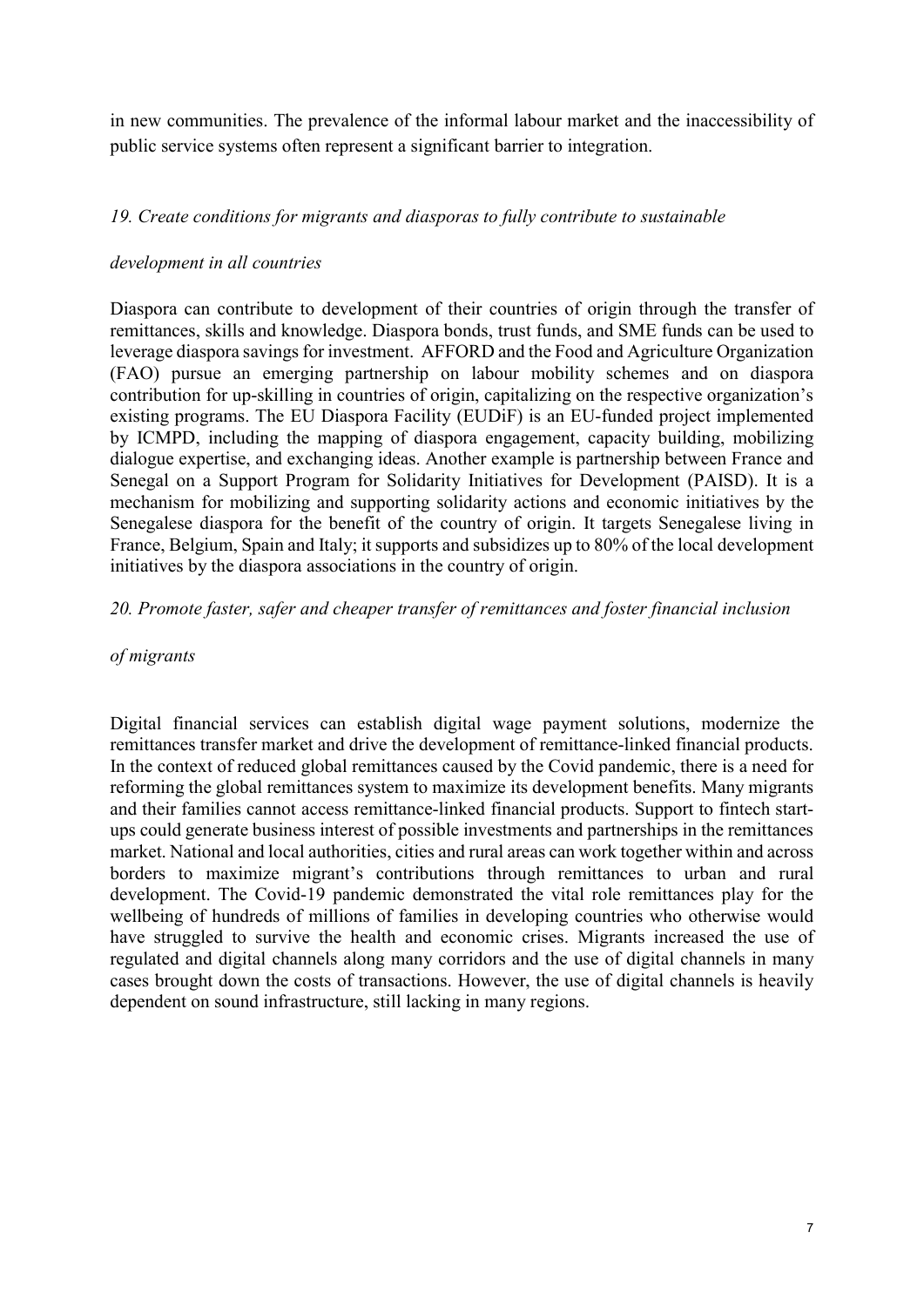in new communities. The prevalence of the informal labour market and the inaccessibility of public service systems often represent a significant barrier to integration.

*19. Create conditions for migrants and diasporas to fully contribute to sustainable development in all countries*

Diaspora can contribute to development of their countries of origin through the transfer of remittances, skills and knowledge. Diaspora bonds, trust funds, and SME funds can be used to leverage diaspora savings for investment. AFFORD and the Food and Agriculture Organization (FAO) pursue an emerging partnership on labour mobility schemes and on diaspora contribution for up-skilling in countries of origin, capitalizing on the respective organization's existing programs. The EU Diaspora Facility (EUDiF) is an EU-funded project implemented by ICMPD, including the mapping of diaspora engagement, capacity building, mobilizing dialogue expertise, and exchanging ideas. Another example is partnership between France and Senegal on a Support Program for Solidarity Initiatives for Development (PAISD). It is a mechanism for mobilizing and supporting solidarity actions and economic initiatives by the Senegalese diaspora for the benefit of the country of origin. It targets Senegalese living in France, Belgium, Spain and Italy; it supports and subsidizes up to 80% of the local development initiatives by the diaspora associations in the country of origin.

*20. Promote faster, safer and cheaper transfer of remittances and foster financial inclusion of migrants*

Digital financial services can establish digital wage payment solutions, modernize the remittances transfer market and drive the development of remittance-linked financial products. In the context of reduced global remittances caused by the Covid pandemic, there is a need for reforming the global remittances system to maximize its development benefits. Many migrants and their families cannot access remittance-linked financial products. Support to fintech start-ups could generate business interest of possible investments and partnerships in the remittances market. National and local authorities, cities and rural areas can work together within and across borders to maximize migrant's contributions through remittances to urban and rural development. The Covid-19 pandemic demonstrated the vital role remittances play for the wellbeing of hundreds of millions of families in developing countries who otherwise would have struggled to survive the health and economic crises. Migrants increased the use of regulated and digital channels along many corridors and the use of digital channels in many cases brought down the costs of transactions. However, the use of digital channels is heavily dependent on sound infrastructure, still lacking in many regions.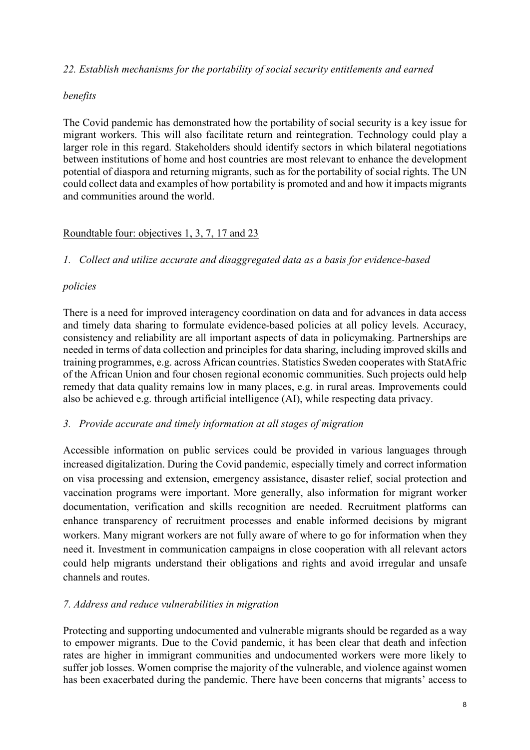*22. Establish mechanisms for the portability of social security entitlements and earned benefits*

The Covid pandemic has demonstrated how the portability of social security is a key issue for migrant workers. This will also facilitate return and reintegration. Technology could play a larger role in this regard. Stakeholders should identify sectors in which bilateral negotiations between institutions of home and host countries are most relevant to enhance the development potential of diaspora and returning migrants, such as for the portability of social rights. The UN could collect data and examples of how portability is promoted and and how it impacts migrants and communities around the world.

<u>Roundtable four: objectives 1, 3, 7, 17 and 23</u>

*1. Collect and utilize accurate and disaggregated data as a basis for evidence-based policies*

There is a need for improved interagency coordination on data and for advances in data access and timely data sharing to formulate evidence-based policies at all policy levels. Accuracy, consistency and reliability are all important aspects of data in policymaking. Partnerships are needed in terms of data collection and principles for data sharing, including improved skills and training programmes, e.g. across African countries. Statistics Sweden cooperates with StatAfric of the African Union and four chosen regional economic communities. Such projects ould help remedy that data quality remains low in many places, e.g. in rural areas. Improvements could also be achieved e.g. through artificial intelligence (AI), while respecting data privacy.

*3. Provide accurate and timely information at all stages of migration*

Accessible information on public services could be provided in various languages through increased digitalization. During the Covid pandemic, especially timely and correct information on visa processing and extension, emergency assistance, disaster relief, social protection and vaccination programs were important. More generally, also information for migrant worker documentation, verification and skills recognition are needed. Recruitment platforms can enhance transparency of recruitment processes and enable informed decisions by migrant workers. Many migrant workers are not fully aware of where to go for information when they need it. Investment in communication campaigns in close cooperation with all relevant actors could help migrants understand their obligations and rights and avoid irregular and unsafe channels and routes.

*7. Address and reduce vulnerabilities in migration*

Protecting and supporting undocumented and vulnerable migrants should be regarded as a way to empower migrants. Due to the Covid pandemic, it has been clear that death and infection rates are higher in immigrant communities and undocumented workers were more likely to suffer job losses. Women comprise the majority of the vulnerable, and violence against women has been exacerbated during the pandemic. There have been concerns that migrants' access to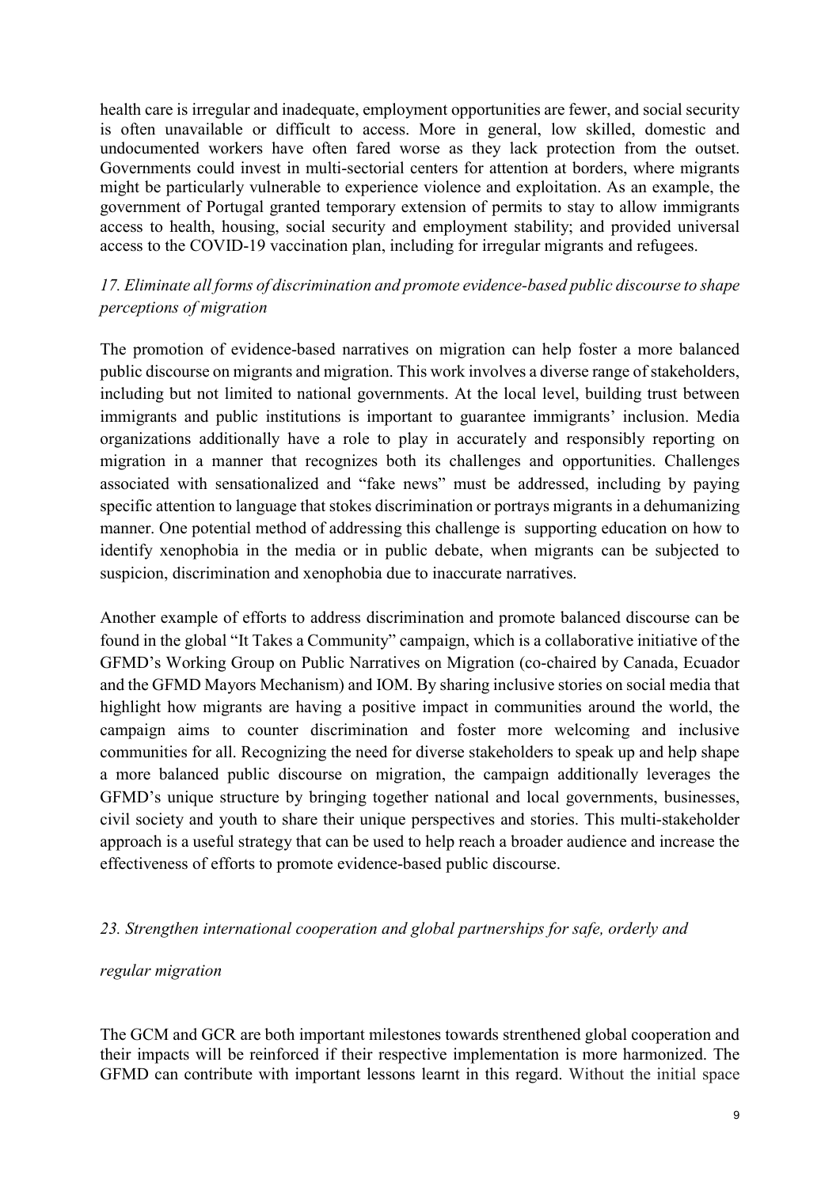health care is irregular and inadequate, employment opportunities are fewer, and social security is often unavailable or difficult to access. More in general, low skilled, domestic and undocumented workers have often fared worse as they lack protection from the outset. Governments could invest in multi-sectorial centers for attention at borders, where migrants might be particularly vulnerable to experience violence and exploitation. As an example, the government of Portugal granted temporary extension of permits to stay to allow immigrants access to health, housing, social security and employment stability; and provided universal access to the COVID-19 vaccination plan, including for irregular migrants and refugees.

*17. Eliminate all forms of discrimination and promote evidence-based public discourse to shape perceptions of migration*

The promotion of evidence-based narratives on migration can help foster a more balanced public discourse on migrants and migration. This work involves a diverse range of stakeholders, including but not limited to national governments. At the local level, building trust between immigrants and public institutions is important to guarantee immigrants' inclusion. Media organizations additionally have a role to play in accurately and responsibly reporting on migration in a manner that recognizes both its challenges and opportunities. Challenges associated with sensationalized and "fake news" must be addressed, including by paying specific attention to language that stokes discrimination or portrays migrants in a dehumanizing manner. One potential method of addressing this challenge is supporting education on how to identify xenophobia in the media or in public debate, when migrants can be subjected to suspicion, discrimination and xenophobia due to inaccurate narratives.

Another example of efforts to address discrimination and promote balanced discourse can be found in the global "It Takes a Community" campaign, which is a collaborative initiative of the GFMD's Working Group on Public Narratives on Migration (co-chaired by Canada, Ecuador and the GFMD Mayors Mechanism) and IOM. By sharing inclusive stories on social media that highlight how migrants are having a positive impact in communities around the world, the campaign aims to counter discrimination and foster more welcoming and inclusive communities for all. Recognizing the need for diverse stakeholders to speak up and help shape a more balanced public discourse on migration, the campaign additionally leverages the GFMD's unique structure by bringing together national and local governments, businesses, civil society and youth to share their unique perspectives and stories. This multi-stakeholder approach is a useful strategy that can be used to help reach a broader audience and increase the effectiveness of efforts to promote evidence-based public discourse.

*23. Strengthen international cooperation and global partnerships for safe, orderly and regular migration*

The GCM and GCR are both important milestones towards strenthened global cooperation and their impacts will be reinforced if their respective implementation is more harmonized. The GFMD can contribute with important lessons learnt in this regard. Without the initial space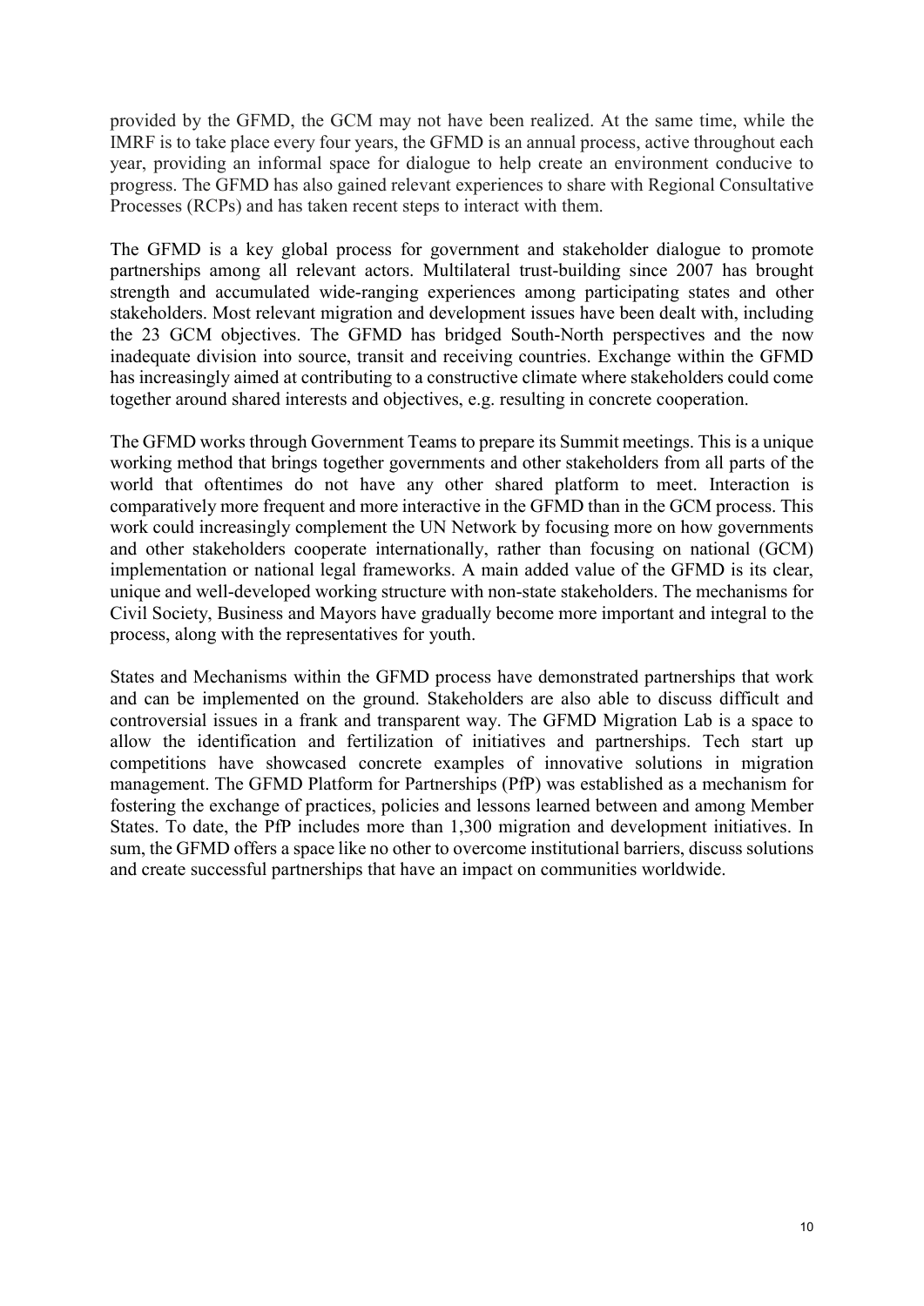provided by the GFMD, the GCM may not have been realized. At the same time, while the IMRF is to take place every four years, the GFMD is an annual process, active throughout each year, providing an informal space for dialogue to help create an environment conducive to progress. The GFMD has also gained relevant experiences to share with Regional Consultative Processes (RCPs) and has taken recent steps to interact with them.

The GFMD is a key global process for government and stakeholder dialogue to promote partnerships among all relevant actors. Multilateral trust-building since 2007 has brought strength and accumulated wide-ranging experiences among participating states and other stakeholders. Most relevant migration and development issues have been dealt with, including the 23 GCM objectives. The GFMD has bridged South-North perspectives and the now inadequate division into source, transit and receiving countries. Exchange within the GFMD has increasingly aimed at contributing to a constructive climate where stakeholders could come together around shared interests and objectives, e.g. resulting in concrete cooperation.

The GFMD works through Government Teams to prepare its Summit meetings. This is a unique working method that brings together governments and other stakeholders from all parts of the world that oftentimes do not have any other shared platform to meet. Interaction is comparatively more frequent and more interactive in the GFMD than in the GCM process. This work could increasingly complement the UN Network by focusing more on how governments and other stakeholders cooperate internationally, rather than focusing on national (GCM) implementation or national legal frameworks. A main added value of the GFMD is its clear, unique and well-developed working structure with non-state stakeholders. The mechanisms for Civil Society, Business and Mayors have gradually become more important and integral to the process, along with the representatives for youth.

States and Mechanisms within the GFMD process have demonstrated partnerships that work and can be implemented on the ground. Stakeholders are also able to discuss difficult and controversial issues in a frank and transparent way. The GFMD Migration Lab is a space to allow the identification and fertilization of initiatives and partnerships. Tech start up competitions have showcased concrete examples of innovative solutions in migration management. The GFMD Platform for Partnerships (PfP) was established as a mechanism for fostering the exchange of practices, policies and lessons learned between and among Member States. To date, the PfP includes more than 1,300 migration and development initiatives. In sum, the GFMD offers a space like no other to overcome institutional barriers, discuss solutions and create successful partnerships that have an impact on communities worldwide.